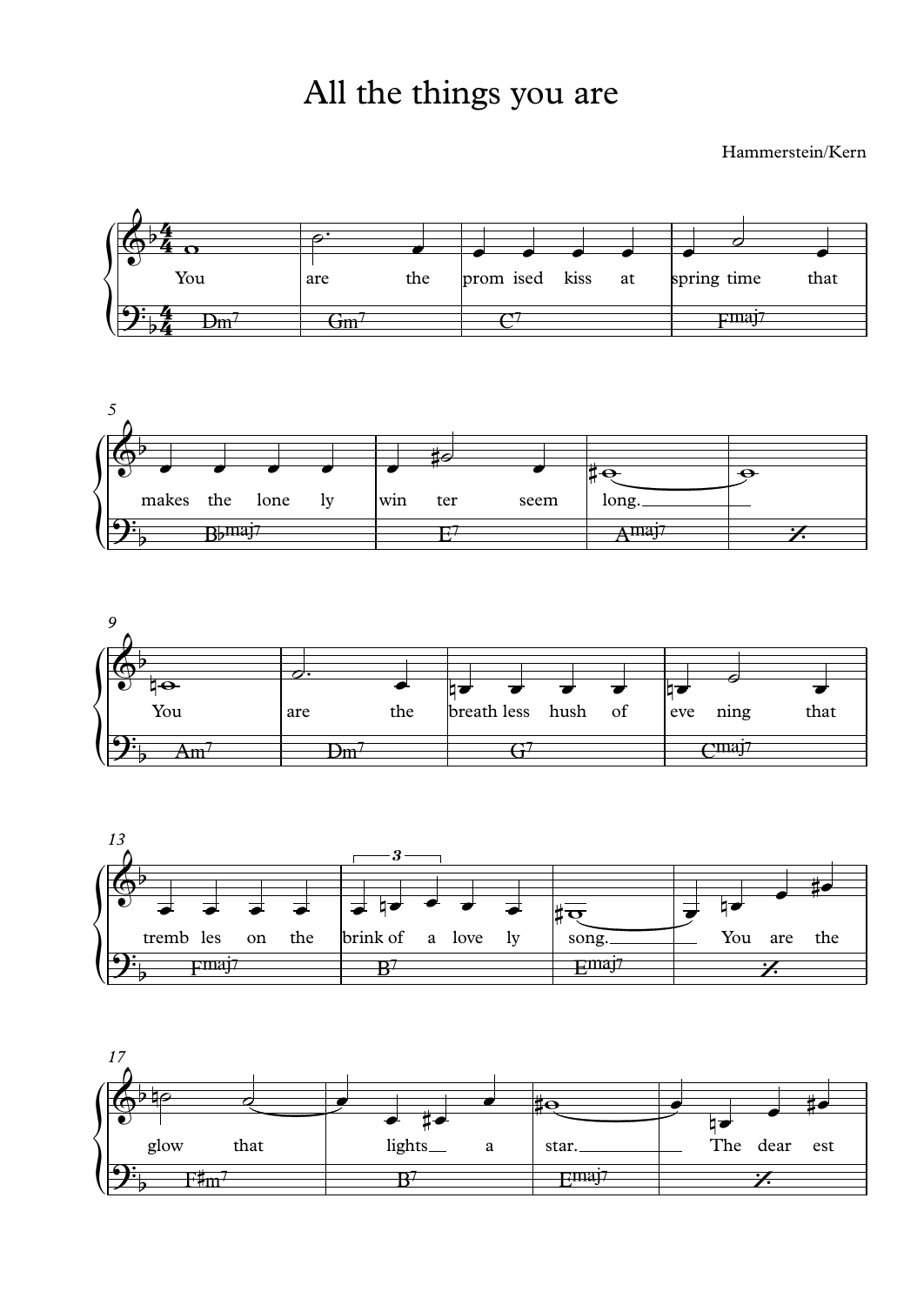# All the things you are

Hammerstein/Kern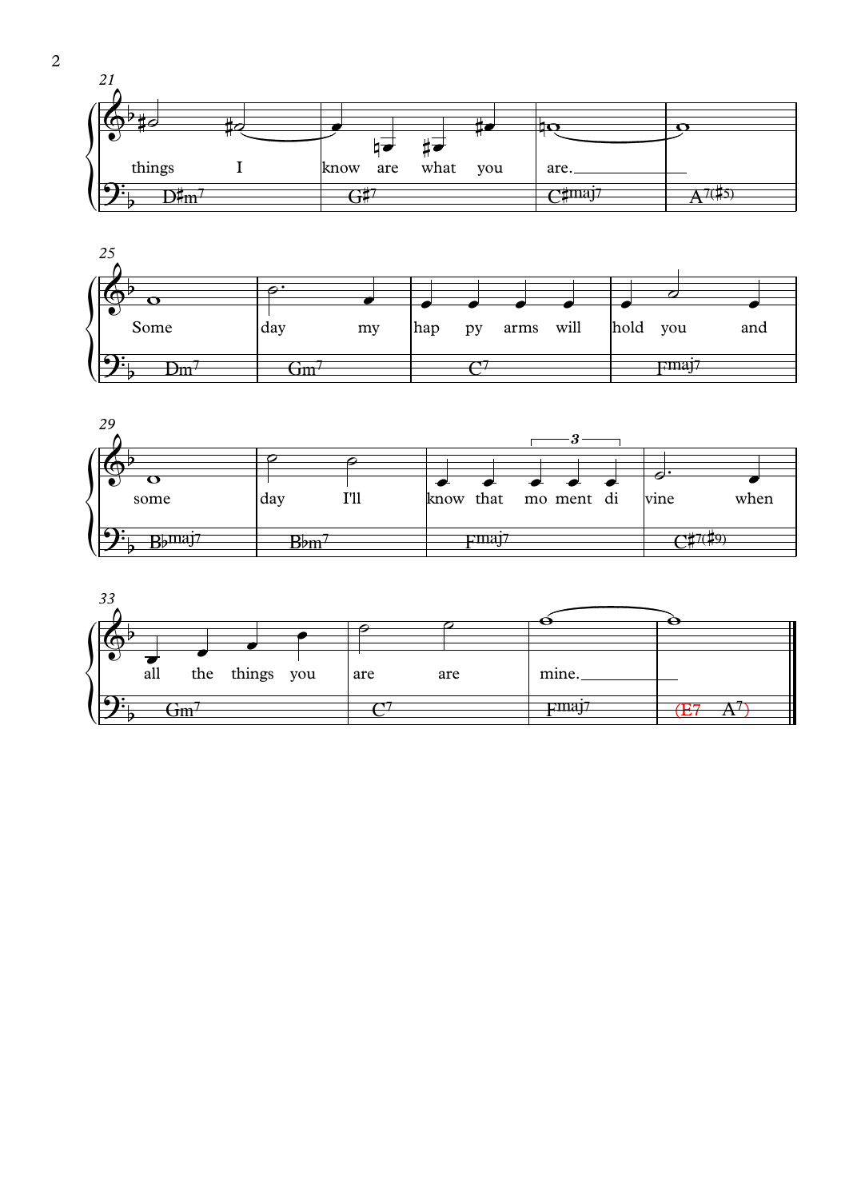21

things I know are what you are.

D♯m7 G♯7 C♯maj7 A7(♯5)

25

Some day my hap py arms will hold you and

Dm7 Gm7 C7 Fmaj7

29

some day I'll know that mo ment di vine when

B♭maj7 B♭m7 Fmaj7 C♯7(♯9)

33

all the things you are are mine.

Gm7 C7 Fmaj7 (E7 A7)